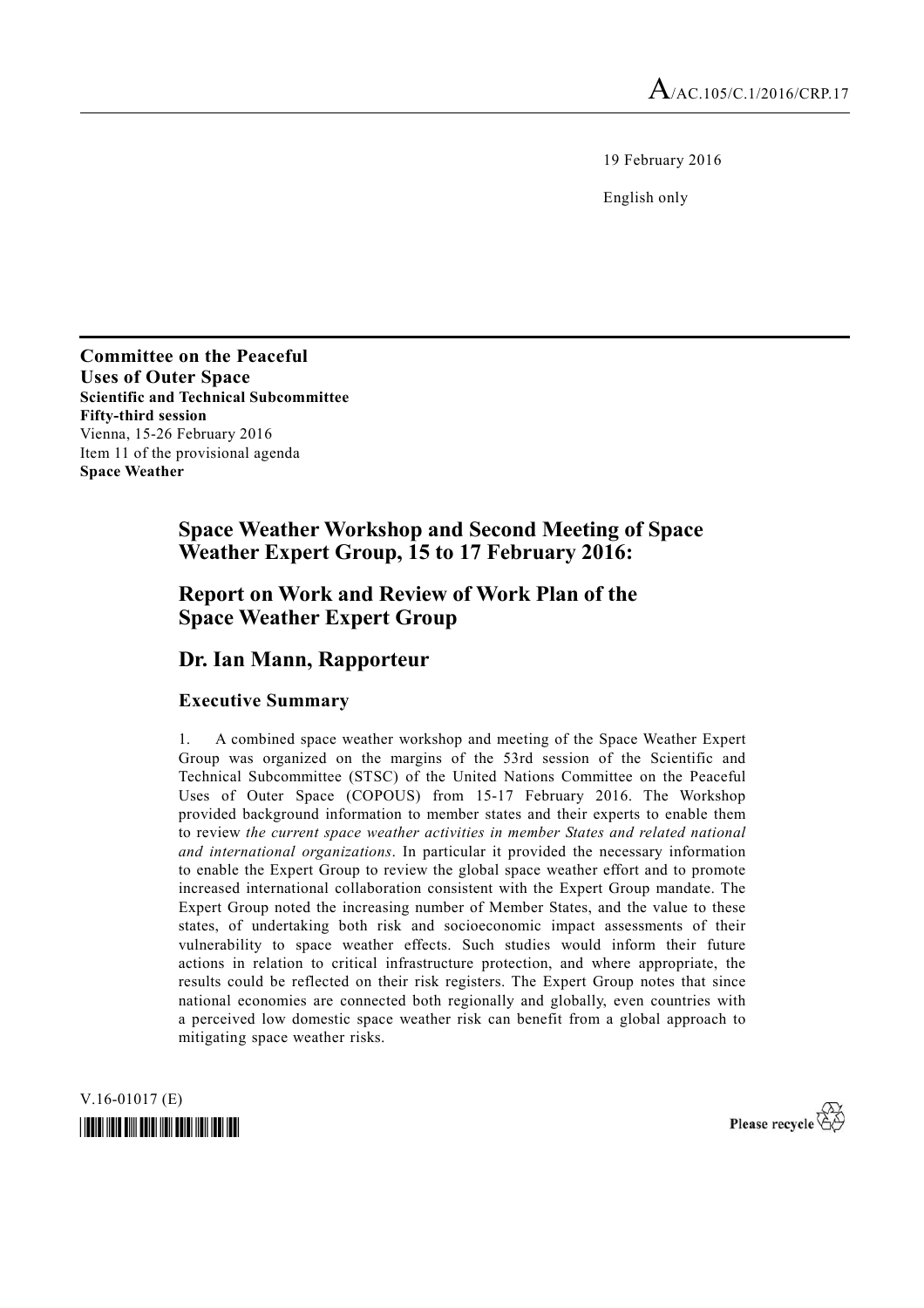A/AC.105/C.1/2016/CRP.17

19 February 2016

English only

**Committee on the Peaceful Uses of Outer Space**
**Scientific and Technical Subcommittee**
**Fifty-third session**
Vienna, 15-26 February 2016
Item 11 of the provisional agenda
**Space Weather**

# Space Weather Workshop and Second Meeting of Space Weather Expert Group, 15 to 17 February 2016:

# Report on Work and Review of Work Plan of the Space Weather Expert Group

# Dr. Ian Mann, Rapporteur

## Executive Summary

1. A combined space weather workshop and meeting of the Space Weather Expert Group was organized on the margins of the 53rd session of the Scientific and Technical Subcommittee (STSC) of the United Nations Committee on the Peaceful Uses of Outer Space (COPOUS) from 15-17 February 2016. The Workshop provided background information to member states and their experts to enable them to review *the current space weather activities in member States and related national and international organizations*. In particular it provided the necessary information to enable the Expert Group to review the global space weather effort and to promote increased international collaboration consistent with the Expert Group mandate. The Expert Group noted the increasing number of Member States, and the value to these states, of undertaking both risk and socioeconomic impact assessments of their vulnerability to space weather effects. Such studies would inform their future actions in relation to critical infrastructure protection, and where appropriate, the results could be reflected on their risk registers. The Expert Group notes that since national economies are connected both regionally and globally, even countries with a perceived low domestic space weather risk can benefit from a global approach to mitigating space weather risks.

V.16-01017 (E)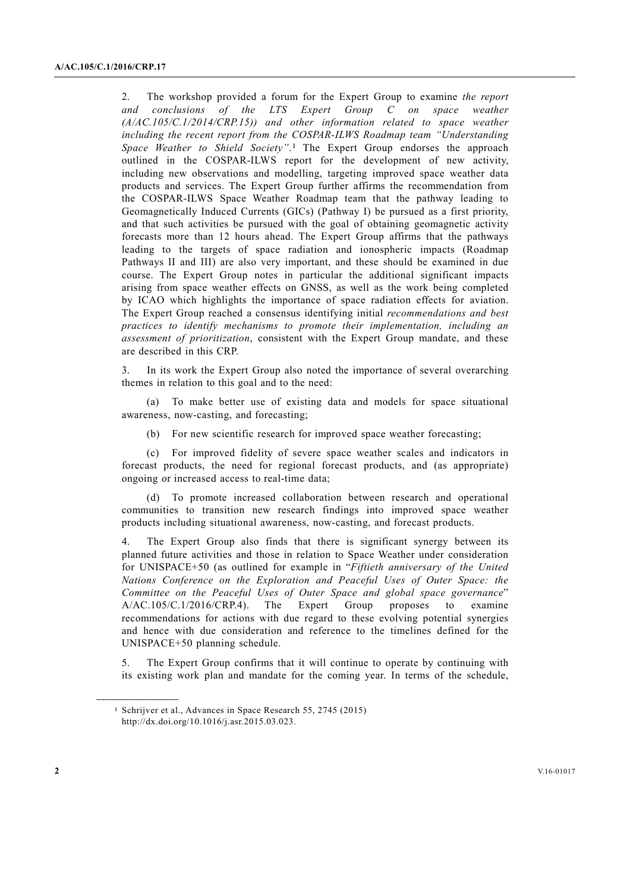2. The workshop provided a forum for the Expert Group to examine *the report and conclusions of the LTS Expert Group C on space weather (A/AC.105/C.1/2014/CRP.15)) and other information related to space weather including the recent report from the COSPAR-ILWS Roadmap team "Understanding Space Weather to Shield Society"*.[1] The Expert Group endorses the approach outlined in the COSPAR-ILWS report for the development of new activity, including new observations and modelling, targeting improved space weather data products and services. The Expert Group further affirms the recommendation from the COSPAR-ILWS Space Weather Roadmap team that the pathway leading to Geomagnetically Induced Currents (GICs) (Pathway I) be pursued as a first priority, and that such activities be pursued with the goal of obtaining geomagnetic activity forecasts more than 12 hours ahead. The Expert Group affirms that the pathways leading to the targets of space radiation and ionospheric impacts (Roadmap Pathways II and III) are also very important, and these should be examined in due course. The Expert Group notes in particular the additional significant impacts arising from space weather effects on GNSS, as well as the work being completed by ICAO which highlights the importance of space radiation effects for aviation. The Expert Group reached a consensus identifying initial *recommendations and best practices to identify mechanisms to promote their implementation, including an assessment of prioritization*, consistent with the Expert Group mandate, and these are described in this CRP.

3. In its work the Expert Group also noted the importance of several overarching themes in relation to this goal and to the need:

(a) To make better use of existing data and models for space situational awareness, now-casting, and forecasting;

(b) For new scientific research for improved space weather forecasting;

(c) For improved fidelity of severe space weather scales and indicators in forecast products, the need for regional forecast products, and (as appropriate) ongoing or increased access to real-time data;

(d) To promote increased collaboration between research and operational communities to transition new research findings into improved space weather products including situational awareness, now-casting, and forecast products.

4. The Expert Group also finds that there is significant synergy between its planned future activities and those in relation to Space Weather under consideration for UNISPACE+50 (as outlined for example in "*Fiftieth anniversary of the United Nations Conference on the Exploration and Peaceful Uses of Outer Space: the Committee on the Peaceful Uses of Outer Space and global space governance*" A/AC.105/C.1/2016/CRP.4). The Expert Group proposes to examine recommendations for actions with due regard to these evolving potential synergies and hence with due consideration and reference to the timelines defined for the UNISPACE+50 planning schedule.

5. The Expert Group confirms that it will continue to operate by continuing with its existing work plan and mandate for the coming year. In terms of the schedule,

[1] Schrijver et al., Advances in Space Research 55, 2745 (2015) http://dx.doi.org/10.1016/j.asr.2015.03.023.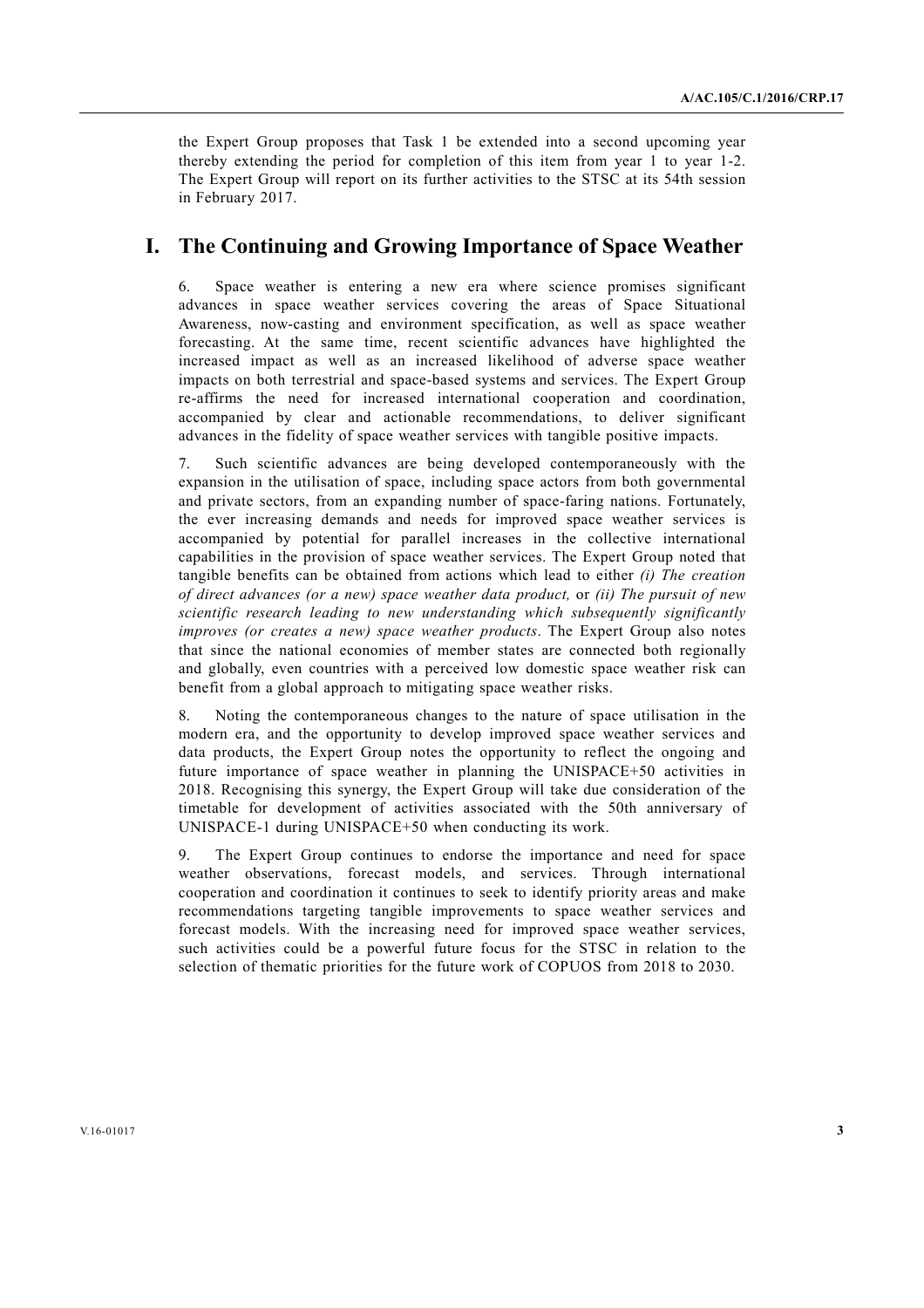the Expert Group proposes that Task 1 be extended into a second upcoming year thereby extending the period for completion of this item from year 1 to year 1-2. The Expert Group will report on its further activities to the STSC at its 54th session in February 2017.

# I. The Continuing and Growing Importance of Space Weather

6. Space weather is entering a new era where science promises significant advances in space weather services covering the areas of Space Situational Awareness, now-casting and environment specification, as well as space weather forecasting. At the same time, recent scientific advances have highlighted the increased impact as well as an increased likelihood of adverse space weather impacts on both terrestrial and space-based systems and services. The Expert Group re-affirms the need for increased international cooperation and coordination, accompanied by clear and actionable recommendations, to deliver significant advances in the fidelity of space weather services with tangible positive impacts.

7. Such scientific advances are being developed contemporaneously with the expansion in the utilisation of space, including space actors from both governmental and private sectors, from an expanding number of space-faring nations. Fortunately, the ever increasing demands and needs for improved space weather services is accompanied by potential for parallel increases in the collective international capabilities in the provision of space weather services. The Expert Group noted that tangible benefits can be obtained from actions which lead to either *(i) The creation of direct advances (or a new) space weather data product,* or *(ii) The pursuit of new scientific research leading to new understanding which subsequently significantly improves (or creates a new) space weather products*. The Expert Group also notes that since the national economies of member states are connected both regionally and globally, even countries with a perceived low domestic space weather risk can benefit from a global approach to mitigating space weather risks.

8. Noting the contemporaneous changes to the nature of space utilisation in the modern era, and the opportunity to develop improved space weather services and data products, the Expert Group notes the opportunity to reflect the ongoing and future importance of space weather in planning the UNISPACE+50 activities in 2018. Recognising this synergy, the Expert Group will take due consideration of the timetable for development of activities associated with the 50th anniversary of UNISPACE-1 during UNISPACE+50 when conducting its work.

9. The Expert Group continues to endorse the importance and need for space weather observations, forecast models, and services. Through international cooperation and coordination it continues to seek to identify priority areas and make recommendations targeting tangible improvements to space weather services and forecast models. With the increasing need for improved space weather services, such activities could be a powerful future focus for the STSC in relation to the selection of thematic priorities for the future work of COPUOS from 2018 to 2030.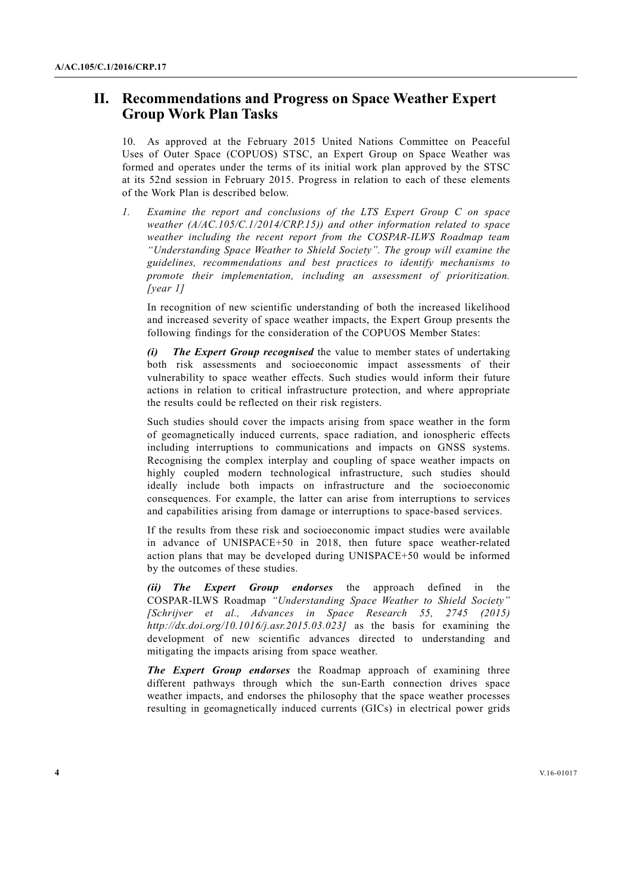## II. Recommendations and Progress on Space Weather Expert Group Work Plan Tasks

10. As approved at the February 2015 United Nations Committee on Peaceful Uses of Outer Space (COPUOS) STSC, an Expert Group on Space Weather was formed and operates under the terms of its initial work plan approved by the STSC at its 52nd session in February 2015. Progress in relation to each of these elements of the Work Plan is described below.

1. *Examine the report and conclusions of the LTS Expert Group C on space weather (A/AC.105/C.1/2014/CRP.15)) and other information related to space weather including the recent report from the COSPAR-ILWS Roadmap team "Understanding Space Weather to Shield Society". The group will examine the guidelines, recommendations and best practices to identify mechanisms to promote their implementation, including an assessment of prioritization. [year 1]*

   In recognition of new scientific understanding of both the increased likelihood and increased severity of space weather impacts, the Expert Group presents the following findings for the consideration of the COPUOS Member States:

   ***(i) The Expert Group recognised*** the value to member states of undertaking both risk assessments and socioeconomic impact assessments of their vulnerability to space weather effects. Such studies would inform their future actions in relation to critical infrastructure protection, and where appropriate the results could be reflected on their risk registers.

   Such studies should cover the impacts arising from space weather in the form of geomagnetically induced currents, space radiation, and ionospheric effects including interruptions to communications and impacts on GNSS systems. Recognising the complex interplay and coupling of space weather impacts on highly coupled modern technological infrastructure, such studies should ideally include both impacts on infrastructure and the socioeconomic consequences. For example, the latter can arise from interruptions to services and capabilities arising from damage or interruptions to space-based services.

   If the results from these risk and socioeconomic impact studies were available in advance of UNISPACE+50 in 2018, then future space weather-related action plans that may be developed during UNISPACE+50 would be informed by the outcomes of these studies.

   ***(ii) The Expert Group endorses*** the approach defined in the COSPAR-ILWS Roadmap *"Understanding Space Weather to Shield Society" [Schrijver et al., Advances in Space Research 55, 2745 (2015) http://dx.doi.org/10.1016/j.asr.2015.03.023]* as the basis for examining the development of new scientific advances directed to understanding and mitigating the impacts arising from space weather.

   ***The Expert Group endorses*** the Roadmap approach of examining three different pathways through which the sun-Earth connection drives space weather impacts, and endorses the philosophy that the space weather processes resulting in geomagnetically induced currents (GICs) in electrical power grids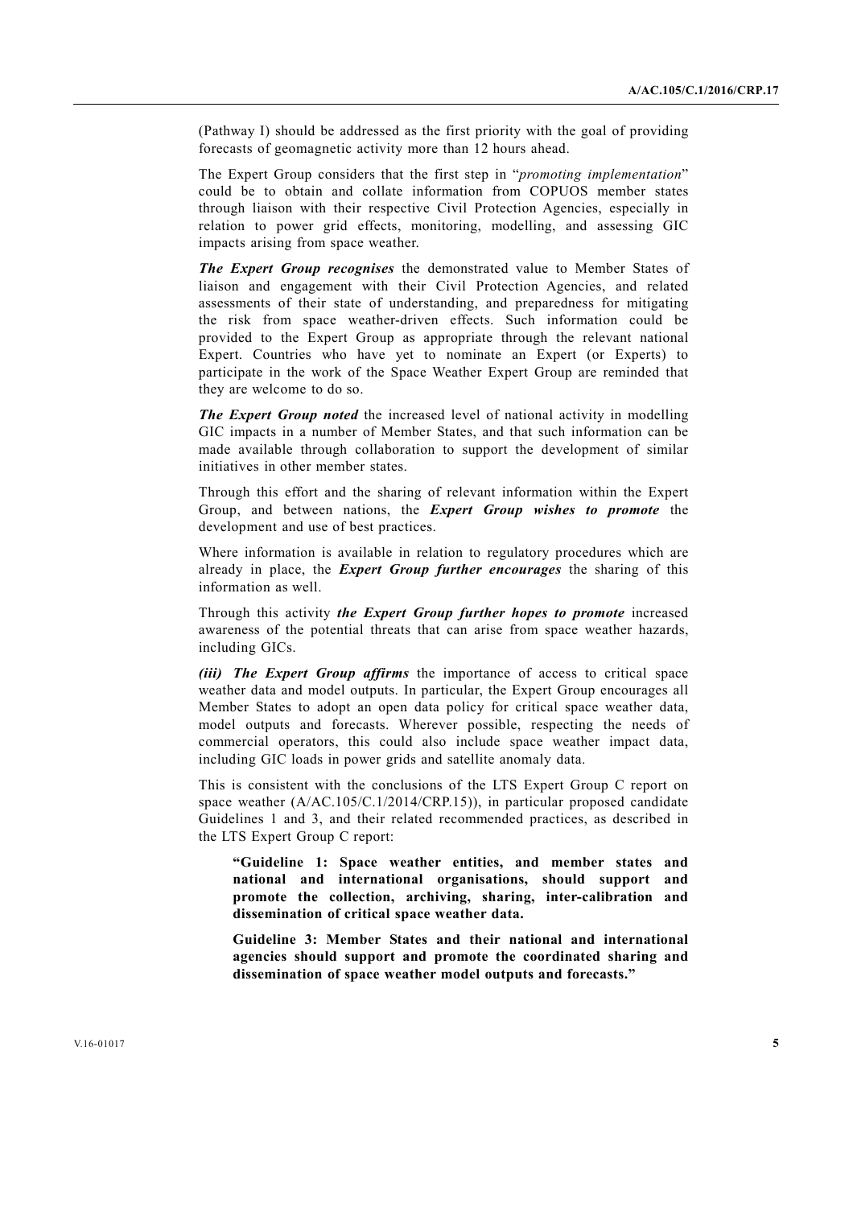(Pathway I) should be addressed as the first priority with the goal of providing forecasts of geomagnetic activity more than 12 hours ahead.

The Expert Group considers that the first step in "*promoting implementation*" could be to obtain and collate information from COPUOS member states through liaison with their respective Civil Protection Agencies, especially in relation to power grid effects, monitoring, modelling, and assessing GIC impacts arising from space weather.

***The Expert Group recognises*** the demonstrated value to Member States of liaison and engagement with their Civil Protection Agencies, and related assessments of their state of understanding, and preparedness for mitigating the risk from space weather-driven effects. Such information could be provided to the Expert Group as appropriate through the relevant national Expert. Countries who have yet to nominate an Expert (or Experts) to participate in the work of the Space Weather Expert Group are reminded that they are welcome to do so.

***The Expert Group noted*** the increased level of national activity in modelling GIC impacts in a number of Member States, and that such information can be made available through collaboration to support the development of similar initiatives in other member states.

Through this effort and the sharing of relevant information within the Expert Group, and between nations, the ***Expert Group wishes to promote*** the development and use of best practices.

Where information is available in relation to regulatory procedures which are already in place, the ***Expert Group further encourages*** the sharing of this information as well.

Through this activity ***the Expert Group further hopes to promote*** increased awareness of the potential threats that can arise from space weather hazards, including GICs.

***(iii) The Expert Group affirms*** the importance of access to critical space weather data and model outputs. In particular, the Expert Group encourages all Member States to adopt an open data policy for critical space weather data, model outputs and forecasts. Wherever possible, respecting the needs of commercial operators, this could also include space weather impact data, including GIC loads in power grids and satellite anomaly data.

This is consistent with the conclusions of the LTS Expert Group C report on space weather (A/AC.105/C.1/2014/CRP.15)), in particular proposed candidate Guidelines 1 and 3, and their related recommended practices, as described in the LTS Expert Group C report:

> **"Guideline 1: Space weather entities, and member states and national and international organisations, should support and promote the collection, archiving, sharing, inter-calibration and dissemination of critical space weather data.**
>
> **Guideline 3: Member States and their national and international agencies should support and promote the coordinated sharing and dissemination of space weather model outputs and forecasts."**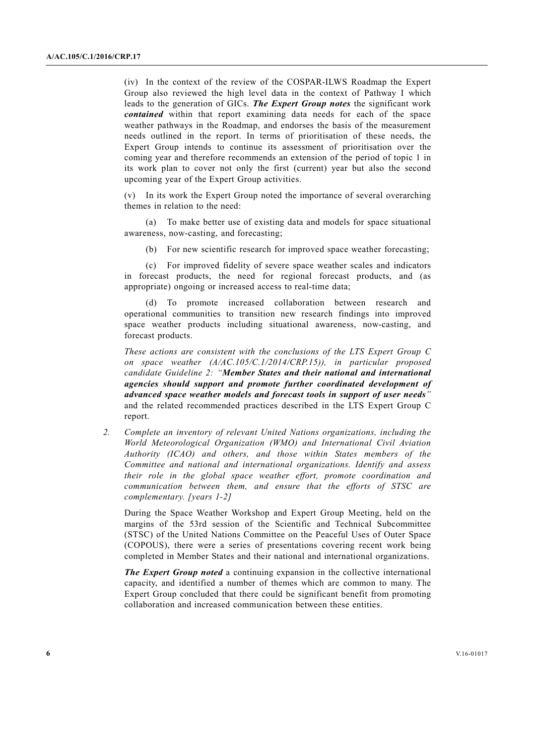(iv) In the context of the review of the COSPAR-ILWS Roadmap the Expert Group also reviewed the high level data in the context of Pathway I which leads to the generation of GICs. ***The Expert Group notes*** the significant work ***contained*** within that report examining data needs for each of the space weather pathways in the Roadmap, and endorses the basis of the measurement needs outlined in the report. In terms of prioritisation of these needs, the Expert Group intends to continue its assessment of prioritisation over the coming year and therefore recommends an extension of the period of topic 1 in its work plan to cover not only the first (current) year but also the second upcoming year of the Expert Group activities.

(v) In its work the Expert Group noted the importance of several overarching themes in relation to the need:

(a) To make better use of existing data and models for space situational awareness, now-casting, and forecasting;

(b) For new scientific research for improved space weather forecasting;

(c) For improved fidelity of severe space weather scales and indicators in forecast products, the need for regional forecast products, and (as appropriate) ongoing or increased access to real-time data;

(d) To promote increased collaboration between research and operational communities to transition new research findings into improved space weather products including situational awareness, now-casting, and forecast products.

*These actions are consistent with the conclusions of the LTS Expert Group C on space weather (A/AC.105/C.1/2014/CRP.15)), in particular proposed candidate Guideline 2: "**Member States and their national and international agencies should support and promote further coordinated development of advanced space weather models and forecast tools in support of user needs**"* and the related recommended practices described in the LTS Expert Group C report.

2. *Complete an inventory of relevant United Nations organizations, including the World Meteorological Organization (WMO) and International Civil Aviation Authority (ICAO) and others, and those within States members of the Committee and national and international organizations. Identify and assess their role in the global space weather effort, promote coordination and communication between them, and ensure that the efforts of STSC are complementary. [years 1-2]*

During the Space Weather Workshop and Expert Group Meeting, held on the margins of the 53rd session of the Scientific and Technical Subcommittee (STSC) of the United Nations Committee on the Peaceful Uses of Outer Space (COPOUS), there were a series of presentations covering recent work being completed in Member States and their national and international organizations.

***The Expert Group noted*** a continuing expansion in the collective international capacity, and identified a number of themes which are common to many. The Expert Group concluded that there could be significant benefit from promoting collaboration and increased communication between these entities.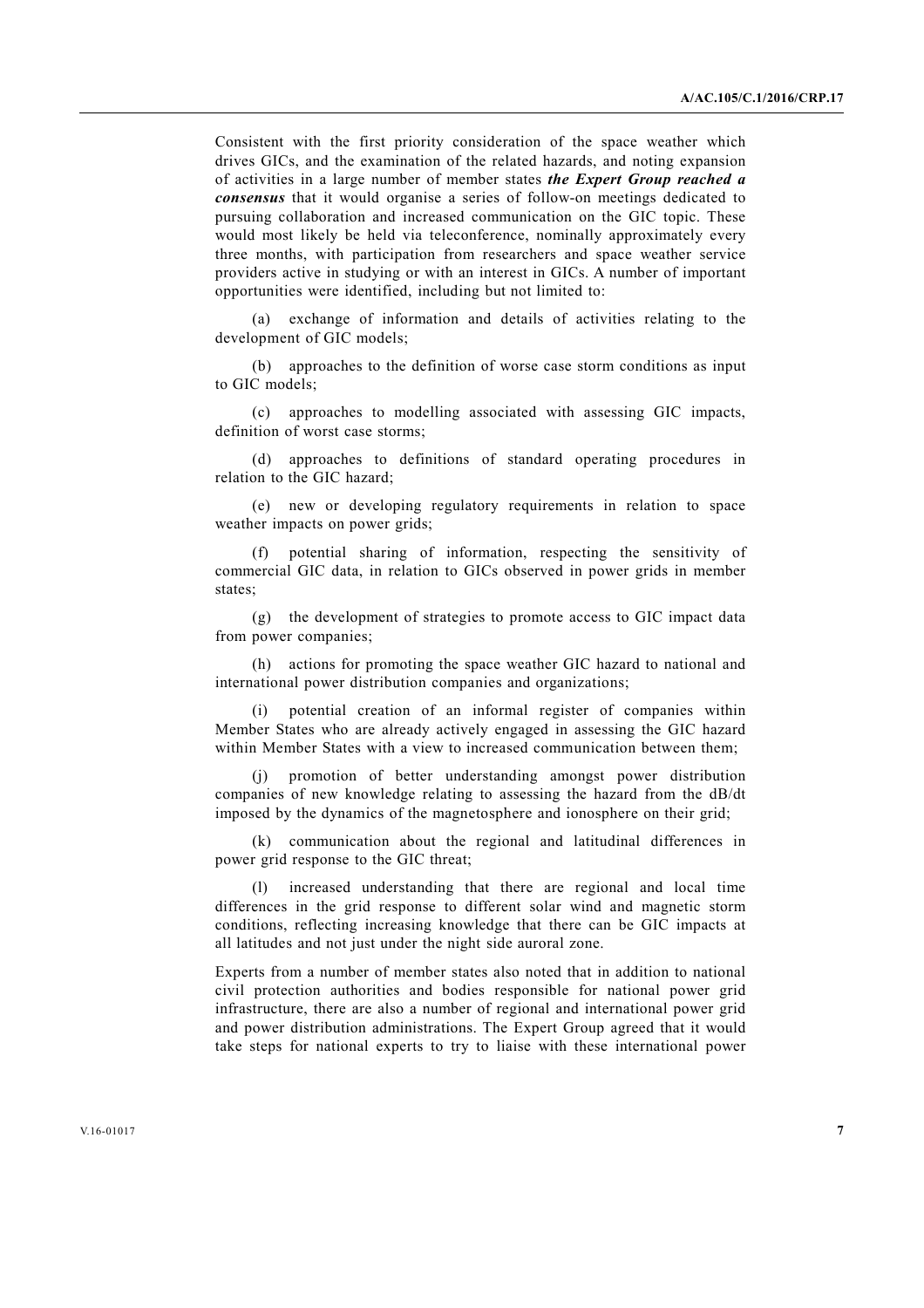Consistent with the first priority consideration of the space weather which drives GICs, and the examination of the related hazards, and noting expansion of activities in a large number of member states ***the Expert Group reached a consensus*** that it would organise a series of follow-on meetings dedicated to pursuing collaboration and increased communication on the GIC topic. These would most likely be held via teleconference, nominally approximately every three months, with participation from researchers and space weather service providers active in studying or with an interest in GICs. A number of important opportunities were identified, including but not limited to:

(a) exchange of information and details of activities relating to the development of GIC models;

(b) approaches to the definition of worse case storm conditions as input to GIC models;

(c) approaches to modelling associated with assessing GIC impacts, definition of worst case storms;

(d) approaches to definitions of standard operating procedures in relation to the GIC hazard;

(e) new or developing regulatory requirements in relation to space weather impacts on power grids;

(f) potential sharing of information, respecting the sensitivity of commercial GIC data, in relation to GICs observed in power grids in member states;

(g) the development of strategies to promote access to GIC impact data from power companies;

(h) actions for promoting the space weather GIC hazard to national and international power distribution companies and organizations;

(i) potential creation of an informal register of companies within Member States who are already actively engaged in assessing the GIC hazard within Member States with a view to increased communication between them;

(j) promotion of better understanding amongst power distribution companies of new knowledge relating to assessing the hazard from the dB/dt imposed by the dynamics of the magnetosphere and ionosphere on their grid;

(k) communication about the regional and latitudinal differences in power grid response to the GIC threat;

(l) increased understanding that there are regional and local time differences in the grid response to different solar wind and magnetic storm conditions, reflecting increasing knowledge that there can be GIC impacts at all latitudes and not just under the night side auroral zone.

Experts from a number of member states also noted that in addition to national civil protection authorities and bodies responsible for national power grid infrastructure, there are also a number of regional and international power grid and power distribution administrations. The Expert Group agreed that it would take steps for national experts to try to liaise with these international power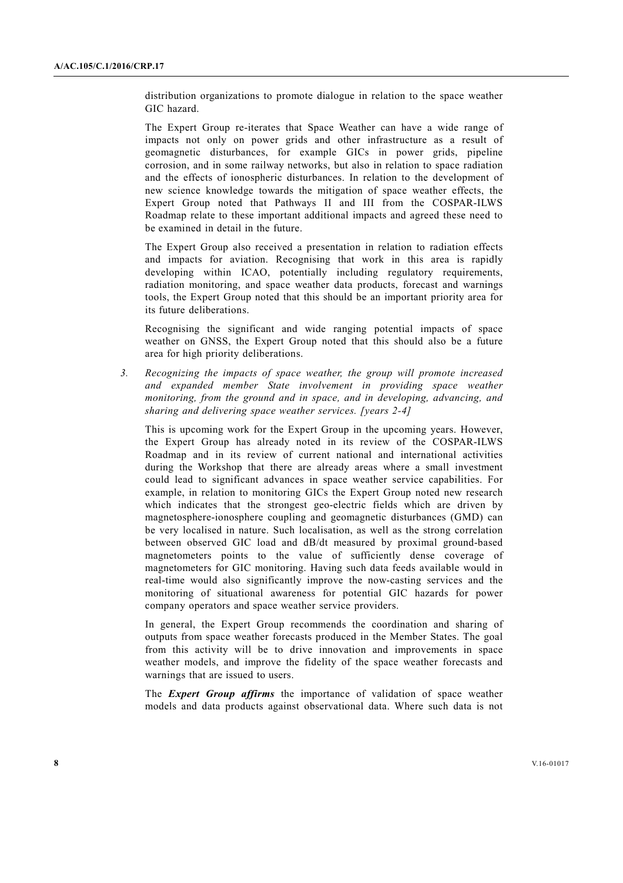distribution organizations to promote dialogue in relation to the space weather GIC hazard.

The Expert Group re-iterates that Space Weather can have a wide range of impacts not only on power grids and other infrastructure as a result of geomagnetic disturbances, for example GICs in power grids, pipeline corrosion, and in some railway networks, but also in relation to space radiation and the effects of ionospheric disturbances. In relation to the development of new science knowledge towards the mitigation of space weather effects, the Expert Group noted that Pathways II and III from the COSPAR-ILWS Roadmap relate to these important additional impacts and agreed these need to be examined in detail in the future.

The Expert Group also received a presentation in relation to radiation effects and impacts for aviation. Recognising that work in this area is rapidly developing within ICAO, potentially including regulatory requirements, radiation monitoring, and space weather data products, forecast and warnings tools, the Expert Group noted that this should be an important priority area for its future deliberations.

Recognising the significant and wide ranging potential impacts of space weather on GNSS, the Expert Group noted that this should also be a future area for high priority deliberations.

3. *Recognizing the impacts of space weather, the group will promote increased and expanded member State involvement in providing space weather monitoring, from the ground and in space, and in developing, advancing, and sharing and delivering space weather services. [years 2-4]*

This is upcoming work for the Expert Group in the upcoming years. However, the Expert Group has already noted in its review of the COSPAR-ILWS Roadmap and in its review of current national and international activities during the Workshop that there are already areas where a small investment could lead to significant advances in space weather service capabilities. For example, in relation to monitoring GICs the Expert Group noted new research which indicates that the strongest geo-electric fields which are driven by magnetosphere-ionosphere coupling and geomagnetic disturbances (GMD) can be very localised in nature. Such localisation, as well as the strong correlation between observed GIC load and dB/dt measured by proximal ground-based magnetometers points to the value of sufficiently dense coverage of magnetometers for GIC monitoring. Having such data feeds available would in real-time would also significantly improve the now-casting services and the monitoring of situational awareness for potential GIC hazards for power company operators and space weather service providers.

In general, the Expert Group recommends the coordination and sharing of outputs from space weather forecasts produced in the Member States. The goal from this activity will be to drive innovation and improvements in space weather models, and improve the fidelity of the space weather forecasts and warnings that are issued to users.

The ***Expert Group affirms*** the importance of validation of space weather models and data products against observational data. Where such data is not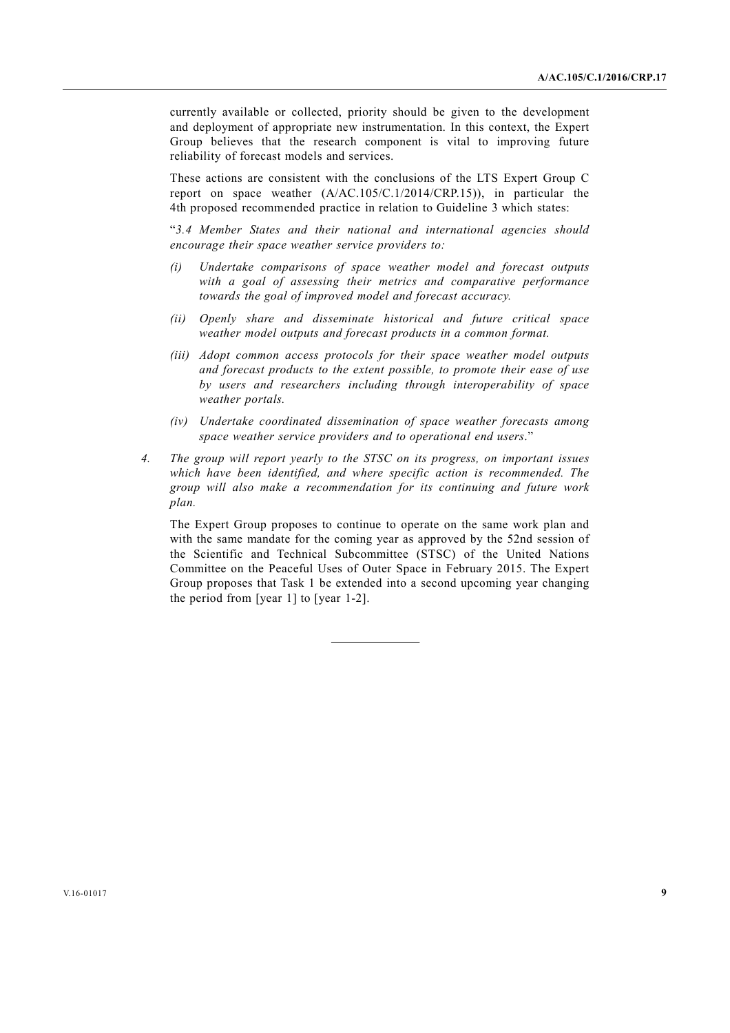currently available or collected, priority should be given to the development and deployment of appropriate new instrumentation. In this context, the Expert Group believes that the research component is vital to improving future reliability of forecast models and services.

These actions are consistent with the conclusions of the LTS Expert Group C report on space weather (A/AC.105/C.1/2014/CRP.15)), in particular the 4th proposed recommended practice in relation to Guideline 3 which states:

"*3.4 Member States and their national and international agencies should encourage their space weather service providers to:*

*(i) Undertake comparisons of space weather model and forecast outputs with a goal of assessing their metrics and comparative performance towards the goal of improved model and forecast accuracy.*

*(ii) Openly share and disseminate historical and future critical space weather model outputs and forecast products in a common format.*

*(iii) Adopt common access protocols for their space weather model outputs and forecast products to the extent possible, to promote their ease of use by users and researchers including through interoperability of space weather portals.*

*(iv) Undertake coordinated dissemination of space weather forecasts among space weather service providers and to operational end users*."

*4. The group will report yearly to the STSC on its progress, on important issues which have been identified, and where specific action is recommended. The group will also make a recommendation for its continuing and future work plan.*

The Expert Group proposes to continue to operate on the same work plan and with the same mandate for the coming year as approved by the 52nd session of the Scientific and Technical Subcommittee (STSC) of the United Nations Committee on the Peaceful Uses of Outer Space in February 2015. The Expert Group proposes that Task 1 be extended into a second upcoming year changing the period from [year 1] to [year 1-2].